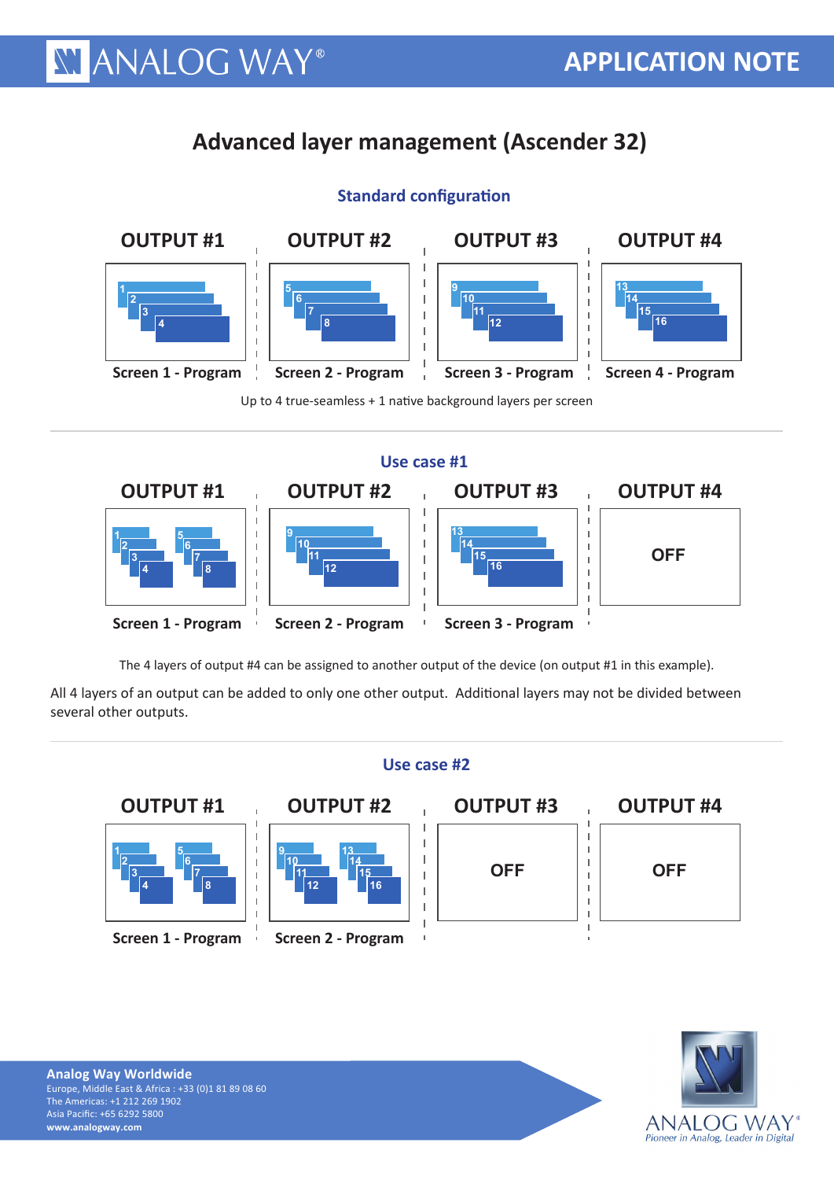# Advanced layer management (Ascender 32)

## Standard configuration

| OUTPUT #1 | OUTPUT #2 | OUTPUT #3 | OUTPUT #4 |
|---|---|---|---|
| 1, 2, 3, 4 | 5, 6, 7, 8 | 9, 10, 11, 12 | 13, 14, 15, 16 |
| Screen 1 - Program | Screen 2 - Program | Screen 3 - Program | Screen 4 - Program |

Up to 4 true-seamless + 1 native background layers per screen

## Use case #1

| OUTPUT #1 | OUTPUT #2 | OUTPUT #3 | OUTPUT #4 |
|---|---|---|---|
| 1, 2, 3, 4 / 5, 6, 7, 8 | 9, 10, 11, 12 | 13, 14, 15, 16 | OFF |
| Screen 1 - Program | Screen 2 - Program | Screen 3 - Program | |

The 4 layers of output #4 can be assigned to another output of the device (on output #1 in this example).

All 4 layers of an output can be added to only one other output. Additional layers may not be divided between several other outputs.

## Use case #2

| OUTPUT #1 | OUTPUT #2 | OUTPUT #3 | OUTPUT #4 |
|---|---|---|---|
| 1, 2, 3, 4 / 5, 6, 7, 8 | 9, 10, 11, 12 / 13, 14, 15, 16 | OFF | OFF |
| Screen 1 - Program | Screen 2 - Program | | |

**Analog Way Worldwide**
Europe, Middle East & Africa : +33 (0)1 81 89 08 60
The Americas: +1 212 269 1902
Asia Pacific: +65 6292 5800
**www.analogway.com**

ANALOG WAY®
*Pioneer in Analog, Leader in Digital*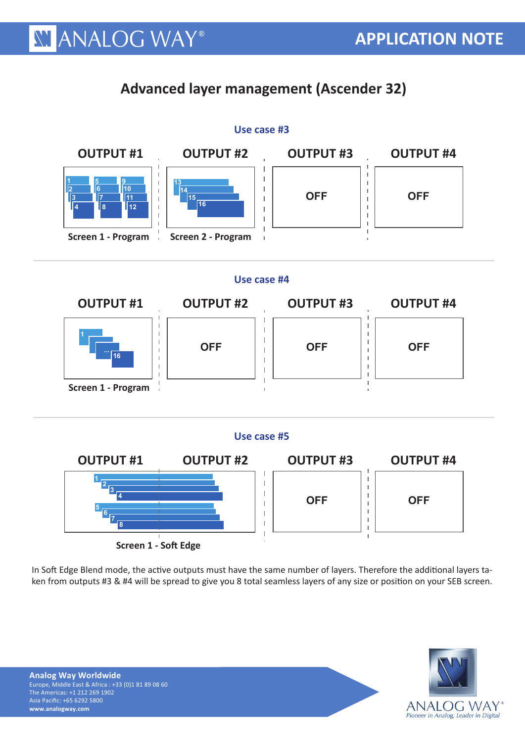# Advanced layer management (Ascender 32)

## Use case #3

OUTPUT #1

OUTPUT #2

OUTPUT #3

OUTPUT #4

1 5 9
2 6 10
3 7 11
4 8 12

13
14
15
16

OFF

OFF

Screen 1 - Program

Screen 2 - Program

## Use case #4

OUTPUT #1

OUTPUT #2

OUTPUT #3

OUTPUT #4

1
...
16

OFF

OFF

OFF

Screen 1 - Program

## Use case #5

OUTPUT #1

OUTPUT #2

OUTPUT #3

OUTPUT #4

1
2
3
4
5
6
7
8

OFF

OFF

Screen 1 - Soft Edge

In Soft Edge Blend mode, the active outputs must have the same number of layers. Therefore the additional layers taken from outputs #3 & #4 will be spread to give you 8 total seamless layers of any size or position on your SEB screen.

**Analog Way Worldwide**
Europe, Middle East & Africa : +33 (0)1 81 89 08 60
The Americas: +1 212 269 1902
Asia Pacific: +65 6292 5800
**www.analogway.com**

ANALOG WAY®
*Pioneer in Analog, Leader in Digital*